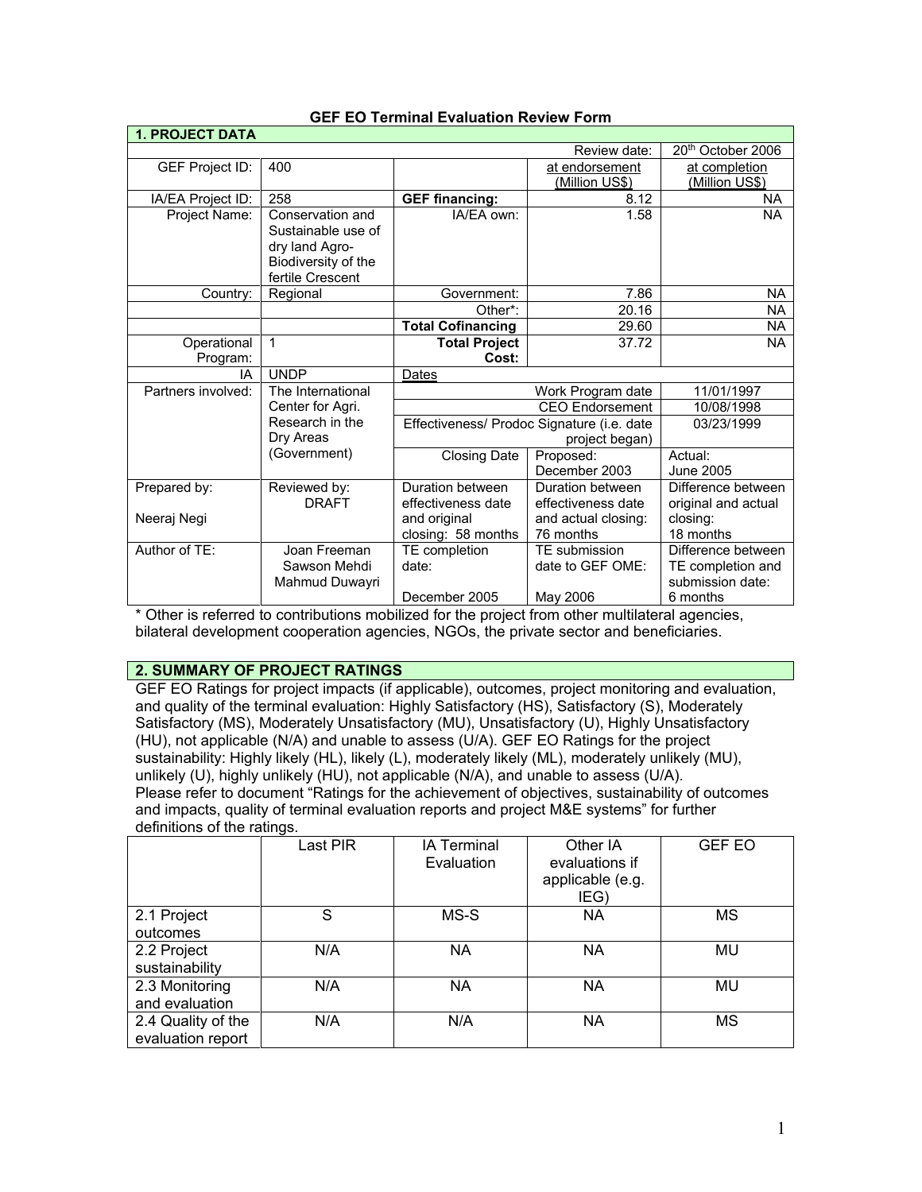# GEF EO Terminal Evaluation Review Form

| **1. PROJECT DATA** | | | | |
|---|---|---|---|---|
| | | | Review date: | 20th October 2006 |
| GEF Project ID: | 400 | | at endorsement (Million US$) | at completion (Million US$) |
| IA/EA Project ID: | 258 | **GEF financing:** | 8.12 | NA |
| Project Name: | Conservation and Sustainable use of dry land Agro-Biodiversity of the fertile Crescent | IA/EA own: | 1.58 | NA |
| Country: | Regional | Government: | 7.86 | NA |
| | | Other*: | 20.16 | NA |
| | | **Total Cofinancing** | 29.60 | NA |
| Operational Program: | 1 | **Total Project Cost:** | 37.72 | NA |
| IA | UNDP | Dates | | |
| Partners involved: | The International Center for Agri. Research in the Dry Areas (Government) | Work Program date | | 11/01/1997 |
| | | CEO Endorsement | | 10/08/1998 |
| | | Effectiveness/ Prodoc Signature (i.e. date project began) | | 03/23/1999 |
| | | Closing Date | Proposed: December 2003 | Actual: June 2005 |
| Prepared by: Neeraj Negi | Reviewed by: DRAFT | Duration between effectiveness date and original closing: 58 months | Duration between effectiveness date and actual closing: 76 months | Difference between original and actual closing: 18 months |
| Author of TE: | Joan Freeman Sawson Mehdi Mahmud Duwayri | TE completion date: December 2005 | TE submission date to GEF OME: May 2006 | Difference between TE completion and submission date: 6 months |

* Other is referred to contributions mobilized for the project from other multilateral agencies, bilateral development cooperation agencies, NGOs, the private sector and beneficiaries.

## 2. SUMMARY OF PROJECT RATINGS

GEF EO Ratings for project impacts (if applicable), outcomes, project monitoring and evaluation, and quality of the terminal evaluation: Highly Satisfactory (HS), Satisfactory (S), Moderately Satisfactory (MS), Moderately Unsatisfactory (MU), Unsatisfactory (U), Highly Unsatisfactory (HU), not applicable (N/A) and unable to assess (U/A). GEF EO Ratings for the project sustainability: Highly likely (HL), likely (L), moderately likely (ML), moderately unlikely (MU), unlikely (U), highly unlikely (HU), not applicable (N/A), and unable to assess (U/A). Please refer to document "Ratings for the achievement of objectives, sustainability of outcomes and impacts, quality of terminal evaluation reports and project M&E systems" for further definitions of the ratings.

| | Last PIR | IA Terminal Evaluation | Other IA evaluations if applicable (e.g. IEG) | GEF EO |
|---|---|---|---|---|
| 2.1 Project outcomes | S | MS-S | NA | MS |
| 2.2 Project sustainability | N/A | NA | NA | MU |
| 2.3 Monitoring and evaluation | N/A | NA | NA | MU |
| 2.4 Quality of the evaluation report | N/A | N/A | NA | MS |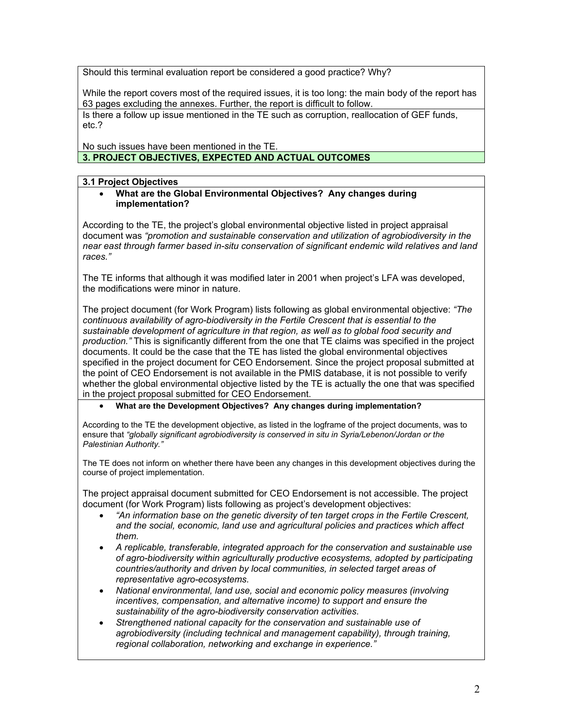Should this terminal evaluation report be considered a good practice? Why?

While the report covers most of the required issues, it is too long: the main body of the report has 63 pages excluding the annexes. Further, the report is difficult to follow.

Is there a follow up issue mentioned in the TE such as corruption, reallocation of GEF funds, etc.?

No such issues have been mentioned in the TE.

## 3. PROJECT OBJECTIVES, EXPECTED AND ACTUAL OUTCOMES

### 3.1 Project Objectives

- **What are the Global Environmental Objectives? Any changes during implementation?**

According to the TE, the project's global environmental objective listed in project appraisal document was *"promotion and sustainable conservation and utilization of agrobiodiversity in the near east through farmer based in-situ conservation of significant endemic wild relatives and land races."*

The TE informs that although it was modified later in 2001 when project's LFA was developed, the modifications were minor in nature.

The project document (for Work Program) lists following as global environmental objective: *"The continuous availability of agro-biodiversity in the Fertile Crescent that is essential to the sustainable development of agriculture in that region, as well as to global food security and production."* This is significantly different from the one that TE claims was specified in the project documents. It could be the case that the TE has listed the global environmental objectives specified in the project document for CEO Endorsement. Since the project proposal submitted at the point of CEO Endorsement is not available in the PMIS database, it is not possible to verify whether the global environmental objective listed by the TE is actually the one that was specified in the project proposal submitted for CEO Endorsement.

- **What are the Development Objectives? Any changes during implementation?**

According to the TE the development objective, as listed in the logframe of the project documents, was to ensure that *"globally significant agrobiodiversity is conserved in situ in Syria/Lebenon/Jordan or the Palestinian Authority."*

The TE does not inform on whether there have been any changes in this development objectives during the course of project implementation.

The project appraisal document submitted for CEO Endorsement is not accessible. The project document (for Work Program) lists following as project's development objectives:

- *"An information base on the genetic diversity of ten target crops in the Fertile Crescent, and the social, economic, land use and agricultural policies and practices which affect them.*
- *A replicable, transferable, integrated approach for the conservation and sustainable use of agro-biodiversity within agriculturally productive ecosystems, adopted by participating countries/authority and driven by local communities, in selected target areas of representative agro-ecosystems.*
- *National environmental, land use, social and economic policy measures (involving incentives, compensation, and alternative income) to support and ensure the sustainability of the agro-biodiversity conservation activities.*
- *Strengthened national capacity for the conservation and sustainable use of agrobiodiversity (including technical and management capability), through training, regional collaboration, networking and exchange in experience."*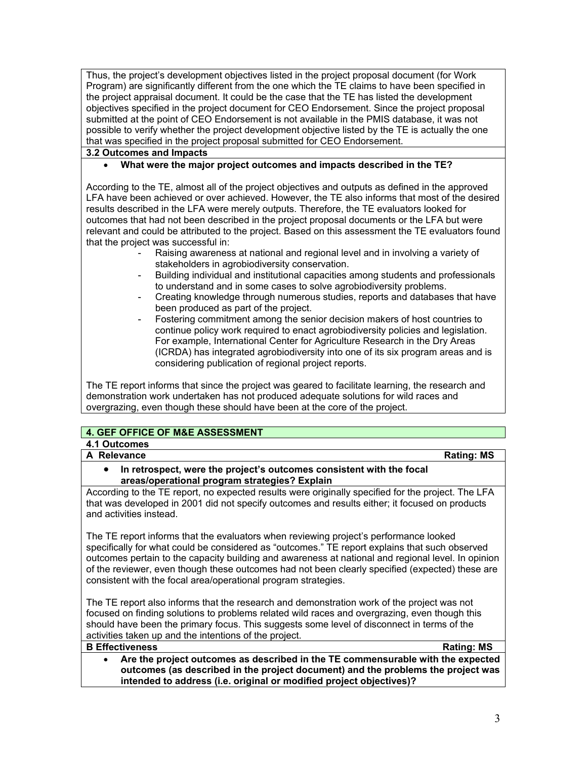Thus, the project's development objectives listed in the project proposal document (for Work Program) are significantly different from the one which the TE claims to have been specified in the project appraisal document. It could be the case that the TE has listed the development objectives specified in the project document for CEO Endorsement. Since the project proposal submitted at the point of CEO Endorsement is not available in the PMIS database, it was not possible to verify whether the project development objective listed by the TE is actually the one that was specified in the project proposal submitted for CEO Endorsement.

**3.2 Outcomes and Impacts**

- **What were the major project outcomes and impacts described in the TE?**

According to the TE, almost all of the project objectives and outputs as defined in the approved LFA have been achieved or over achieved. However, the TE also informs that most of the desired results described in the LFA were merely outputs. Therefore, the TE evaluators looked for outcomes that had not been described in the project proposal documents or the LFA but were relevant and could be attributed to the project. Based on this assessment the TE evaluators found that the project was successful in:

- Raising awareness at national and regional level and in involving a variety of stakeholders in agrobiodiversity conservation.
- Building individual and institutional capacities among students and professionals to understand and in some cases to solve agrobiodiversity problems.
- Creating knowledge through numerous studies, reports and databases that have been produced as part of the project.
- Fostering commitment among the senior decision makers of host countries to continue policy work required to enact agrobiodiversity policies and legislation. For example, International Center for Agriculture Research in the Dry Areas (ICRDA) has integrated agrobiodiversity into one of its six program areas and is considering publication of regional project reports.

The TE report informs that since the project was geared to facilitate learning, the research and demonstration work undertaken has not produced adequate solutions for wild races and overgrazing, even though these should have been at the core of the project.

## 4. GEF OFFICE OF M&E ASSESSMENT

### 4.1 Outcomes

**A Relevance** — **Rating: MS**

- **In retrospect, were the project's outcomes consistent with the focal areas/operational program strategies? Explain**

According to the TE report, no expected results were originally specified for the project. The LFA that was developed in 2001 did not specify outcomes and results either; it focused on products and activities instead.

The TE report informs that the evaluators when reviewing project's performance looked specifically for what could be considered as "outcomes." TE report explains that such observed outcomes pertain to the capacity building and awareness at national and regional level. In opinion of the reviewer, even though these outcomes had not been clearly specified (expected) these are consistent with the focal area/operational program strategies.

The TE report also informs that the research and demonstration work of the project was not focused on finding solutions to problems related wild races and overgrazing, even though this should have been the primary focus. This suggests some level of disconnect in terms of the activities taken up and the intentions of the project.

**B Effectiveness** — **Rating: MS**

- **Are the project outcomes as described in the TE commensurable with the expected outcomes (as described in the project document) and the problems the project was intended to address (i.e. original or modified project objectives)?**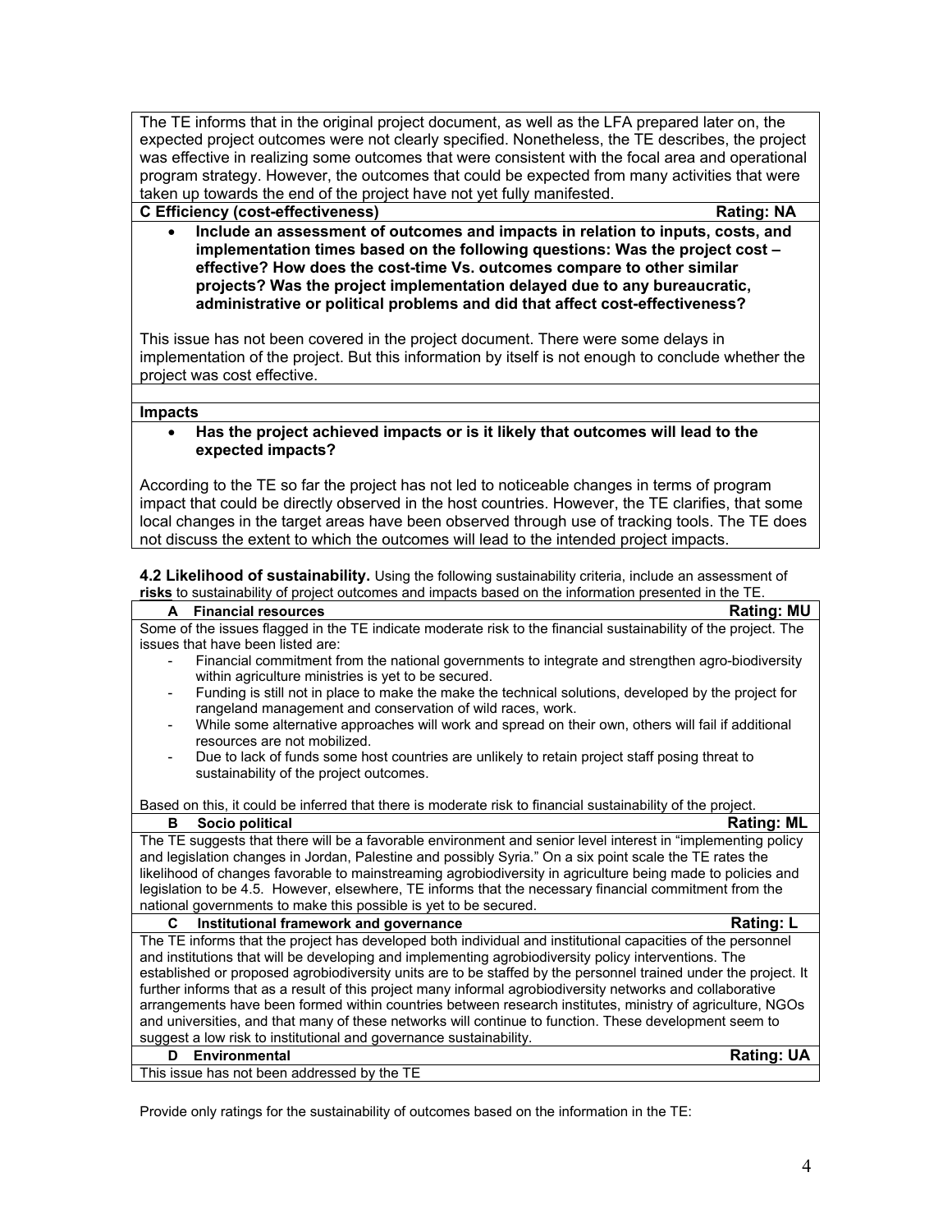The TE informs that in the original project document, as well as the LFA prepared later on, the expected project outcomes were not clearly specified. Nonetheless, the TE describes, the project was effective in realizing some outcomes that were consistent with the focal area and operational program strategy. However, the outcomes that could be expected from many activities that were taken up towards the end of the project have not yet fully manifested.

**C Efficiency (cost-effectiveness)** — **Rating: NA**

- **Include an assessment of outcomes and impacts in relation to inputs, costs, and implementation times based on the following questions: Was the project cost – effective? How does the cost-time Vs. outcomes compare to other similar projects? Was the project implementation delayed due to any bureaucratic, administrative or political problems and did that affect cost-effectiveness?**

This issue has not been covered in the project document. There were some delays in implementation of the project. But this information by itself is not enough to conclude whether the project was cost effective.

**Impacts**

- **Has the project achieved impacts or is it likely that outcomes will lead to the expected impacts?**

According to the TE so far the project has not led to noticeable changes in terms of program impact that could be directly observed in the host countries. However, the TE clarifies, that some local changes in the target areas have been observed through use of tracking tools. The TE does not discuss the extent to which the outcomes will lead to the intended project impacts.

**4.2 Likelihood of sustainability.** Using the following sustainability criteria, include an assessment of **risks** to sustainability of project outcomes and impacts based on the information presented in the TE.

**A Financial resources** — **Rating: MU**

Some of the issues flagged in the TE indicate moderate risk to the financial sustainability of the project. The issues that have been listed are:

- Financial commitment from the national governments to integrate and strengthen agro-biodiversity within agriculture ministries is yet to be secured.
- Funding is still not in place to make the make the technical solutions, developed by the project for rangeland management and conservation of wild races, work.
- While some alternative approaches will work and spread on their own, others will fail if additional resources are not mobilized.
- Due to lack of funds some host countries are unlikely to retain project staff posing threat to sustainability of the project outcomes.

Based on this, it could be inferred that there is moderate risk to financial sustainability of the project.

**B Socio political** — **Rating: ML**

The TE suggests that there will be a favorable environment and senior level interest in "implementing policy and legislation changes in Jordan, Palestine and possibly Syria." On a six point scale the TE rates the likelihood of changes favorable to mainstreaming agrobiodiversity in agriculture being made to policies and legislation to be 4.5. However, elsewhere, TE informs that the necessary financial commitment from the national governments to make this possible is yet to be secured.

**C Institutional framework and governance** — **Rating: L**

The TE informs that the project has developed both individual and institutional capacities of the personnel and institutions that will be developing and implementing agrobiodiversity policy interventions. The established or proposed agrobiodiversity units are to be staffed by the personnel trained under the project. It further informs that as a result of this project many informal agrobiodiversity networks and collaborative arrangements have been formed within countries between research institutes, ministry of agriculture, NGOs and universities, and that many of these networks will continue to function. These development seem to suggest a low risk to institutional and governance sustainability.

**D Environmental** — **Rating: UA**

This issue has not been addressed by the TE

Provide only ratings for the sustainability of outcomes based on the information in the TE: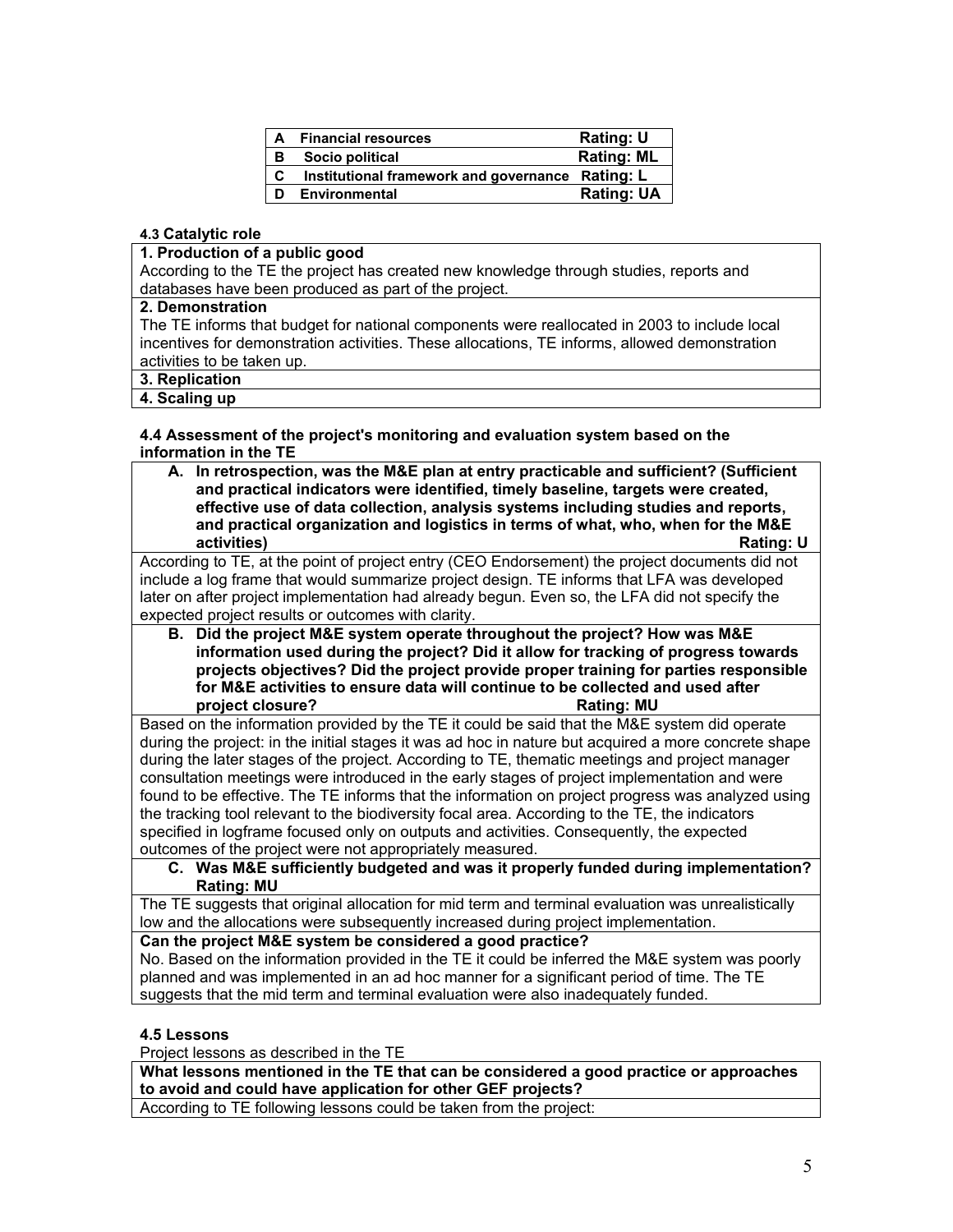| A | Financial resources | Rating: U |
|---|---|---|
| B | Socio political | Rating: ML |
| C | Institutional framework and governance | Rating: L |
| D | Environmental | Rating: UA |

### 4.3 Catalytic role

**1. Production of a public good**

According to the TE the project has created new knowledge through studies, reports and databases have been produced as part of the project.

**2. Demonstration**

The TE informs that budget for national components were reallocated in 2003 to include local incentives for demonstration activities. These allocations, TE informs, allowed demonstration activities to be taken up.

**3. Replication**

**4. Scaling up**

### 4.4 Assessment of the project's monitoring and evaluation system based on the information in the TE

**A. In retrospection, was the M&E plan at entry practicable and sufficient? (Sufficient and practical indicators were identified, timely baseline, targets were created, effective use of data collection, analysis systems including studies and reports, and practical organization and logistics in terms of what, who, when for the M&E activities) Rating: U**

According to TE, at the point of project entry (CEO Endorsement) the project documents did not include a log frame that would summarize project design. TE informs that LFA was developed later on after project implementation had already begun. Even so, the LFA did not specify the expected project results or outcomes with clarity.

**B. Did the project M&E system operate throughout the project? How was M&E information used during the project? Did it allow for tracking of progress towards projects objectives? Did the project provide proper training for parties responsible for M&E activities to ensure data will continue to be collected and used after project closure? Rating: MU**

Based on the information provided by the TE it could be said that the M&E system did operate during the project: in the initial stages it was ad hoc in nature but acquired a more concrete shape during the later stages of the project. According to TE, thematic meetings and project manager consultation meetings were introduced in the early stages of project implementation and were found to be effective. The TE informs that the information on project progress was analyzed using the tracking tool relevant to the biodiversity focal area. According to the TE, the indicators specified in logframe focused only on outputs and activities. Consequently, the expected outcomes of the project were not appropriately measured.

**C. Was M&E sufficiently budgeted and was it properly funded during implementation? Rating: MU**

The TE suggests that original allocation for mid term and terminal evaluation was unrealistically low and the allocations were subsequently increased during project implementation.

**Can the project M&E system be considered a good practice?**

No. Based on the information provided in the TE it could be inferred the M&E system was poorly planned and was implemented in an ad hoc manner for a significant period of time. The TE suggests that the mid term and terminal evaluation were also inadequately funded.

### 4.5 Lessons

Project lessons as described in the TE

**What lessons mentioned in the TE that can be considered a good practice or approaches to avoid and could have application for other GEF projects?**

According to TE following lessons could be taken from the project: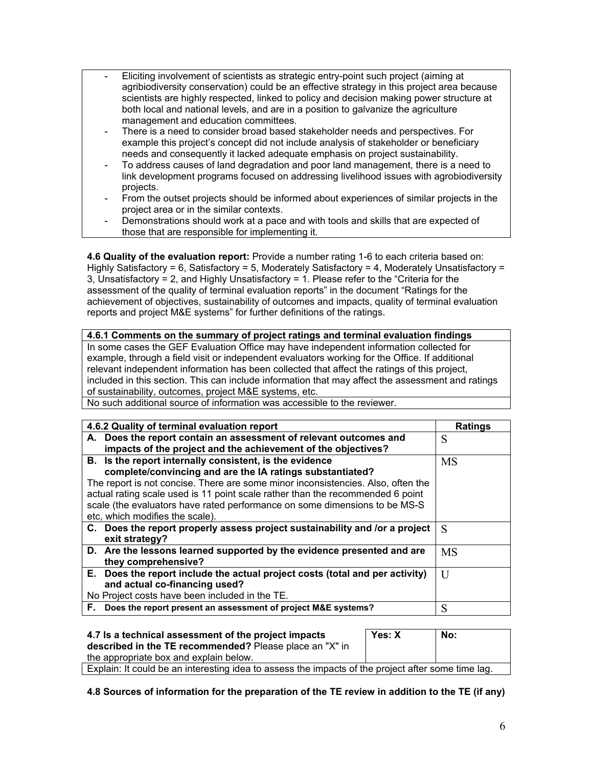- Eliciting involvement of scientists as strategic entry-point such project (aiming at agribiodiversity conservation) could be an effective strategy in this project area because scientists are highly respected, linked to policy and decision making power structure at both local and national levels, and are in a position to galvanize the agriculture management and education committees.
- There is a need to consider broad based stakeholder needs and perspectives. For example this project's concept did not include analysis of stakeholder or beneficiary needs and consequently it lacked adequate emphasis on project sustainability.
- To address causes of land degradation and poor land management, there is a need to link development programs focused on addressing livelihood issues with agrobiodiversity projects.
- From the outset projects should be informed about experiences of similar projects in the project area or in the similar contexts.
- Demonstrations should work at a pace and with tools and skills that are expected of those that are responsible for implementing it.

**4.6 Quality of the evaluation report:** Provide a number rating 1-6 to each criteria based on: Highly Satisfactory = 6, Satisfactory = 5, Moderately Satisfactory = 4, Moderately Unsatisfactory = 3, Unsatisfactory = 2, and Highly Unsatisfactory = 1. Please refer to the "Criteria for the assessment of the quality of terminal evaluation reports" in the document "Ratings for the achievement of objectives, sustainability of outcomes and impacts, quality of terminal evaluation reports and project M&E systems" for further definitions of the ratings.

| **4.6.1 Comments on the summary of project ratings and terminal evaluation findings** |
|---|
| In some cases the GEF Evaluation Office may have independent information collected for example, through a field visit or independent evaluators working for the Office. If additional relevant independent information has been collected that affect the ratings of this project, included in this section. This can include information that may affect the assessment and ratings of sustainability, outcomes, project M&E systems, etc. |
| No such additional source of information was accessible to the reviewer. |

| **4.6.2 Quality of terminal evaluation report** | **Ratings** |
|---|---|
| **A. Does the report contain an assessment of relevant outcomes and impacts of the project and the achievement of the objectives?** | S |
| **B. Is the report internally consistent, is the evidence complete/convincing and are the IA ratings substantiated?** The report is not concise. There are some minor inconsistencies. Also, often the actual rating scale used is 11 point scale rather than the recommended 6 point scale (the evaluators have rated performance on some dimensions to be MS-S etc, which modifies the scale). | MS |
| **C. Does the report properly assess project sustainability and /or a project exit strategy?** | S |
| **D. Are the lessons learned supported by the evidence presented and are they comprehensive?** | MS |
| **E. Does the report include the actual project costs (total and per activity) and actual co-financing used?** No Project costs have been included in the TE. | U |
| **F. Does the report present an assessment of project M&E systems?** | S |

| **4.7 Is a technical assessment of the project impacts described in the TE recommended?** Please place an "X" in the appropriate box and explain below. | **Yes: X** | **No:** |
|---|---|---|
| Explain: It could be an interesting idea to assess the impacts of the project after some time lag. | | |

**4.8 Sources of information for the preparation of the TE review in addition to the TE (if any)**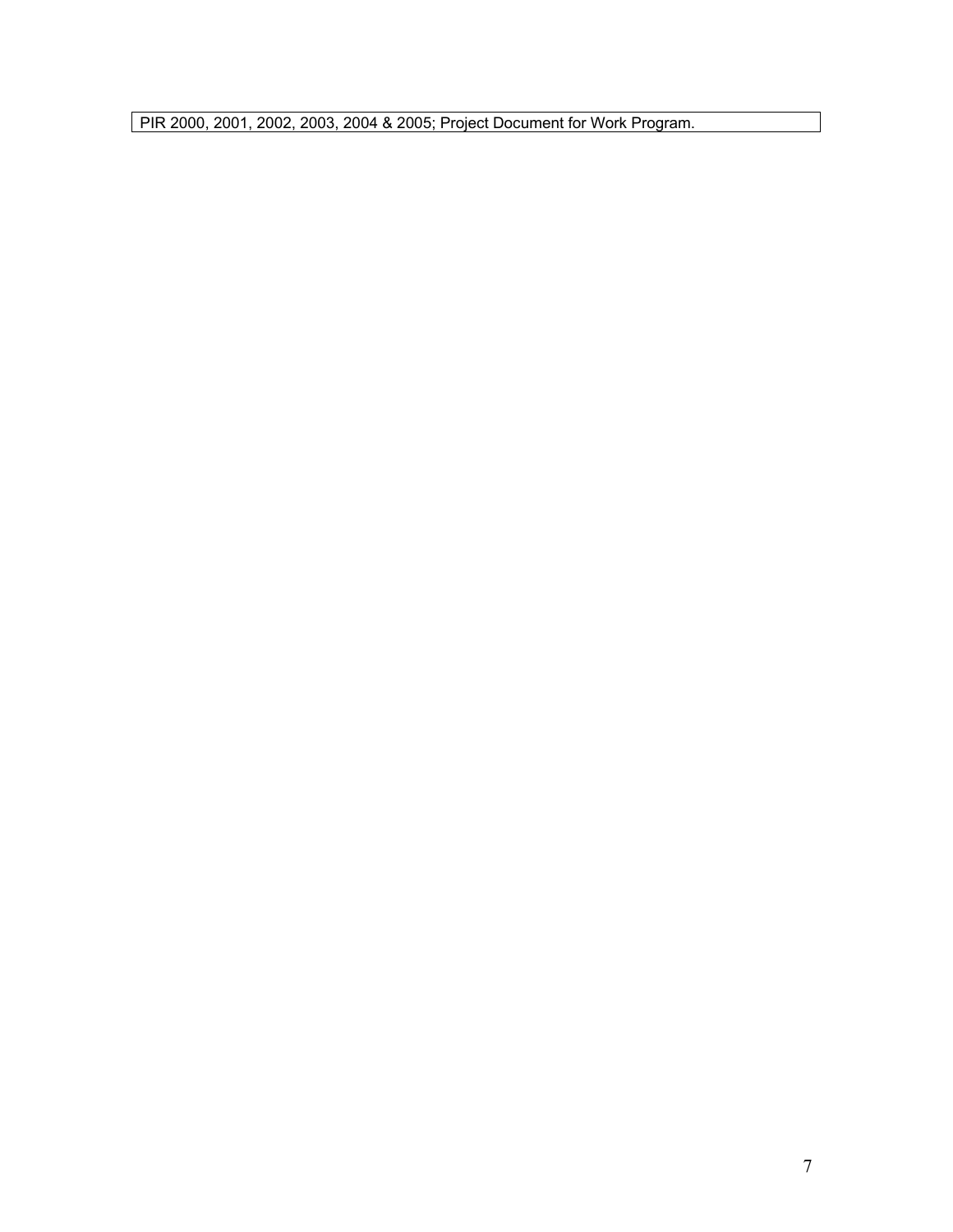| PIR 2000, 2001, 2002, 2003, 2004 & 2005; Project Document for Work Program. |
| --- |